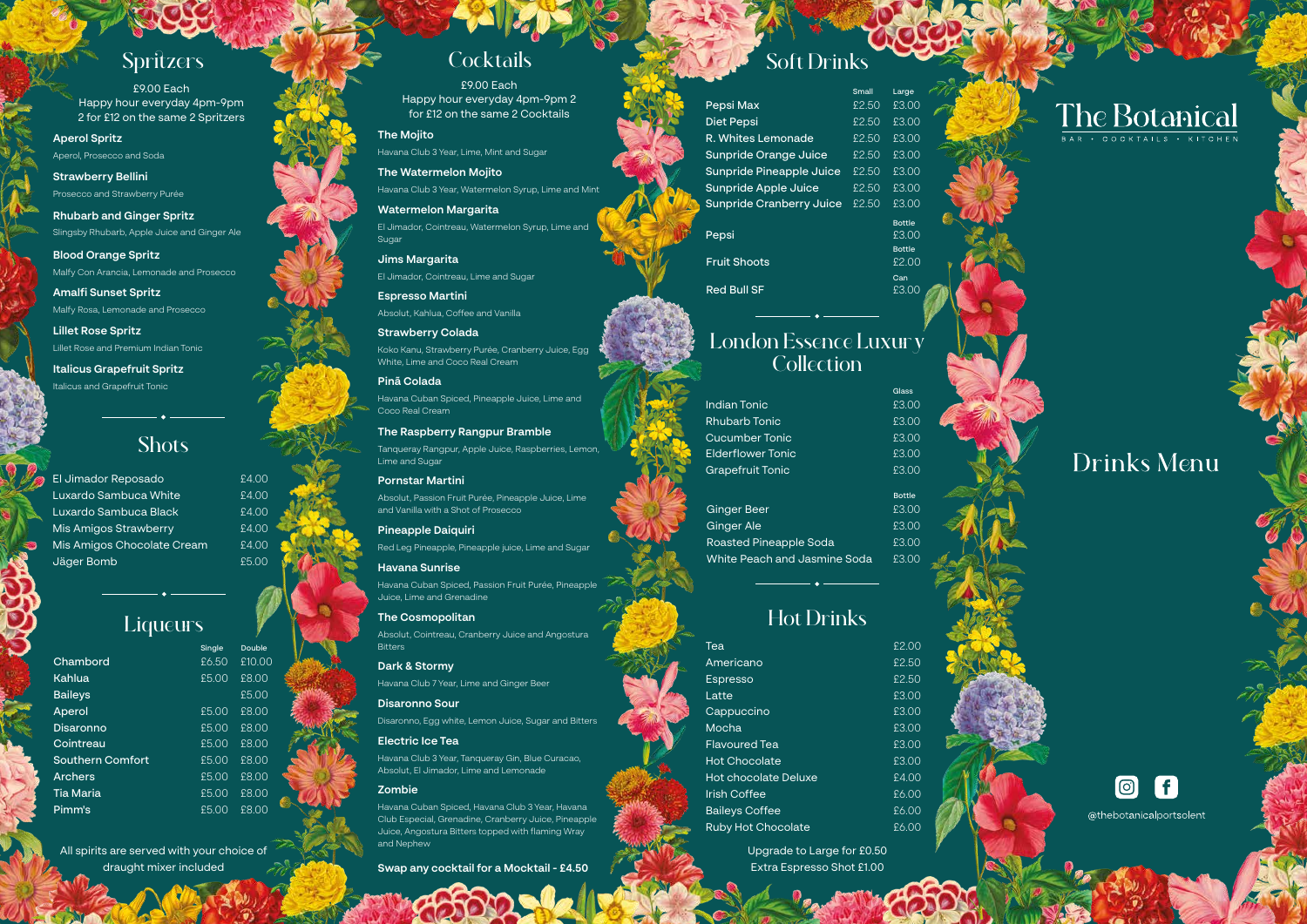## Spritzers

£9.00 Each
Happy hour everyday 4pm-9pm
2 for £12 on the same 2 Spritzers

**Aperol Spritz**
Aperol, Prosecco and Soda

**Strawberry Bellini**
Prosecco and Strawberry Purée

**Rhubarb and Ginger Spritz**
Slingsby Rhubarb, Apple Juice and Ginger Ale

**Blood Orange Spritz**
Malfy Con Arancia, Lemonade and Prosecco

**Amalfi Sunset Spritz**
Malfy Rosa, Lemonade and Prosecco

**Lillet Rose Spritz**
Lillet Rose and Premium Indian Tonic

**Italicus Grapefruit Spritz**
Italicus and Grapefruit Tonic

## Shots

| Item | Price |
|---|---|
| El Jimador Reposado | £4.00 |
| Luxardo Sambuca White | £4.00 |
| Luxardo Sambuca Black | £4.00 |
| Mis Amigos Strawberry | £4.00 |
| Mis Amigos Chocolate Cream | £4.00 |
| Jäger Bomb | £5.00 |

## Liqueurs

| | Single | Double |
|---|---|---|
| Chambord | £6.50 | £10.00 |
| Kahlua | £5.00 | £8.00 |
| Baileys | | £5.00 |
| Aperol | £5.00 | £8.00 |
| Disaronno | £5.00 | £8.00 |
| Cointreau | £5.00 | £8.00 |
| Southern Comfort | £5.00 | £8.00 |
| Archers | £5.00 | £8.00 |
| Tia Maria | £5.00 | £8.00 |
| Pimm's | £5.00 | £8.00 |

All spirits are served with your choice of draught mixer included

## Cocktails

£9.00 Each
Happy hour everyday 4pm-9pm 2 for £12 on the same 2 Cocktails

**The Mojito**
Havana Club 3 Year, Lime, Mint and Sugar

**The Watermelon Mojito**
Havana Club 3 Year, Watermelon Syrup, Lime and Mint

**Watermelon Margarita**
El Jimador, Cointreau, Watermelon Syrup, Lime and Sugar

**Jims Margarita**
El Jimador, Cointreau, Lime and Sugar

**Espresso Martini**
Absolut, Kahlua, Coffee and Vanilla

**Strawberry Colada**
Koko Kanu, Strawberry Purée, Cranberry Juice, Egg White, Lime and Coco Real Cream

**Pinā Colada**
Havana Cuban Spiced, Pineapple Juice, Lime and Coco Real Cream

**The Raspberry Rangpur Bramble**
Tanqueray Rangpur, Apple Juice, Raspberries, Lemon, Lime and Sugar

**Pornstar Martini**
Absolut, Passion Fruit Purée, Pineapple Juice, Lime and Vanilla with a Shot of Prosecco

**Pineapple Daiquiri**
Red Leg Pineapple, Pineapple juice, Lime and Sugar

**Havana Sunrise**
Havana Cuban Spiced, Passion Fruit Purée, Pineapple Juice, Lime and Grenadine

**The Cosmopolitan**
Absolut, Cointreau, Cranberry Juice and Angostura Bitters

**Dark & Stormy**
Havana Club 7 Year, Lime and Ginger Beer

**Disaronno Sour**
Disaronno, Egg white, Lemon Juice, Sugar and Bitters

**Electric Ice Tea**
Havana Club 3 Year, Tanqueray Gin, Blue Curacao, Absolut, El Jimador, Lime and Lemonade

**Zombie**
Havana Cuban Spiced, Havana Club 3 Year, Havana Club Especial, Grenadine, Cranberry Juice, Pineapple Juice, Angostura Bitters topped with flaming Wray and Nephew

**Swap any cocktail for a Mocktail - £4.50**

## Soft Drinks

| | Small | Large |
|---|---|---|
| Pepsi Max | £2.50 | £3.00 |
| Diet Pepsi | £2.50 | £3.00 |
| R. Whites Lemonade | £2.50 | £3.00 |
| Sunpride Orange Juice | £2.50 | £3.00 |
| Sunpride Pineapple Juice | £2.50 | £3.00 |
| Sunpride Apple Juice | £2.50 | £3.00 |
| Sunpride Cranberry Juice | £2.50 | £3.00 |

| Item | Price |
|---|---|
| Pepsi | Bottle £3.00 |
| Fruit Shoots | Bottle £2.00 |
| Red Bull SF | Can £3.00 |

## London Essence Luxury Collection

| | Glass |
|---|---|
| Indian Tonic | £3.00 |
| Rhubarb Tonic | £3.00 |
| Cucumber Tonic | £3.00 |
| Elderflower Tonic | £3.00 |
| Grapefruit Tonic | £3.00 |

| | Bottle |
|---|---|
| Ginger Beer | £3.00 |
| Ginger Ale | £3.00 |
| Roasted Pineapple Soda | £3.00 |
| White Peach and Jasmine Soda | £3.00 |

## Hot Drinks

| Item | Price |
|---|---|
| Tea | £2.00 |
| Americano | £2.50 |
| Espresso | £2.50 |
| Latte | £3.00 |
| Cappuccino | £3.00 |
| Mocha | £3.00 |
| Flavoured Tea | £3.00 |
| Hot Chocolate | £3.00 |
| Hot chocolate Deluxe | £4.00 |
| Irish Coffee | £6.00 |
| Baileys Coffee | £6.00 |
| Ruby Hot Chocolate | £6.00 |

Upgrade to Large for £0.50
Extra Espresso Shot £1.00

# The Botanical

BAR • COCKTAILS • KITCHEN

# Drinks Menu

@thebotanicalportsolent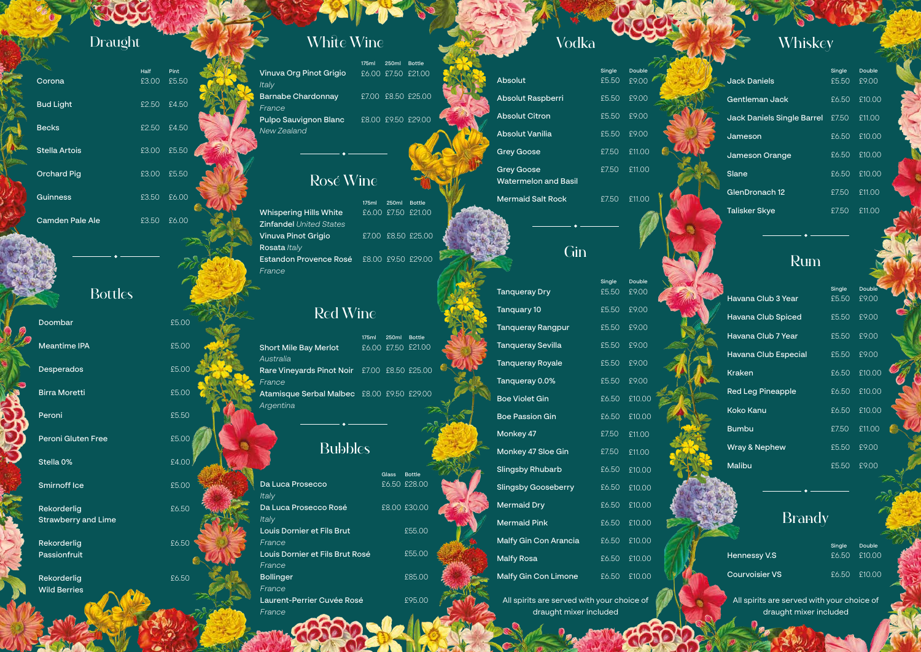## Draught

| | Half | Pint |
|---|---|---|
| Corona | £3.00 | £5.50 |
| Bud Light | £2.50 | £4.50 |
| Becks | £2.50 | £4.50 |
| Stella Artois | £3.00 | £5.50 |
| Orchard Pig | £3.00 | £5.50 |
| Guinness | £3.50 | £6.00 |
| Camden Pale Ale | £3.50 | £6.00 |

## Bottles

| | |
|---|---|
| Doombar | £5.00 |
| Meantime IPA | £5.00 |
| Desperados | £5.00 |
| Birra Moretti | £5.00 |
| Peroni | £5.50 |
| Peroni Gluten Free | £5.00 |
| Stella 0% | £4.00 |
| Smirnoff Ice | £5.00 |
| Rekorderlig Strawberry and Lime | £6.50 |
| Rekorderlig Passionfruit | £6.50 |
| Rekorderlig Wild Berries | £6.50 |

## White Wine

| | 175ml | 250ml | Bottle |
|---|---|---|---|
| Vinuva Org Pinot Grigio *Italy* | £6.00 | £7.50 | £21.00 |
| Barnabe Chardonnay *France* | £7.00 | £8.50 | £25.00 |
| Pulpo Sauvignon Blanc *New Zealand* | £8.00 | £9.50 | £29.00 |

## Rosé Wine

| | 175ml | 250ml | Bottle |
|---|---|---|---|
| Whispering Hills White Zinfandel *United States* | £6.00 | £7.50 | £21.00 |
| Vinuva Pinot Grigio Rosata *Italy* | £7.00 | £8.50 | £25.00 |
| Estandon Provence Rosé *France* | £8.00 | £9.50 | £29.00 |

## Red Wine

| | 175ml | 250ml | Bottle |
|---|---|---|---|
| Short Mile Bay Merlot *Australia* | £6.00 | £7.50 | £21.00 |
| Rare Vineyards Pinot Noir *France* | £7.00 | £8.50 | £25.00 |
| Atamisque Serbal Malbec *Argentina* | £8.00 | £9.50 | £29.00 |

## Bubbles

| | Glass | Bottle |
|---|---|---|
| Da Luca Prosecco *Italy* | £6.50 | £28.00 |
| Da Luca Prosecco Rosé *Italy* | £8.00 | £30.00 |
| Louis Dornier et Fils Brut *France* | | £55.00 |
| Louis Dornier et Fils Brut Rosé *France* | | £55.00 |
| Bollinger *France* | | £85.00 |
| Laurent-Perrier Cuvée Rosé *France* | | £95.00 |

## Vodka

| | Single | Double |
|---|---|---|
| Absolut | £5.50 | £9.00 |
| Absolut Raspberri | £5.50 | £9.00 |
| Absolut Citron | £5.50 | £9.00 |
| Absolut Vanilia | £5.50 | £9.00 |
| Grey Goose | £7.50 | £11.00 |
| Grey Goose Watermelon and Basil | £7.50 | £11.00 |
| Mermaid Salt Rock | £7.50 | £11.00 |

## Gin

| | Single | Double |
|---|---|---|
| Tanqueray Dry | £5.50 | £9.00 |
| Tanquray 10 | £5.50 | £9.00 |
| Tanqueray Rangpur | £5.50 | £9.00 |
| Tanqueray Sevilla | £5.50 | £9.00 |
| Tanqueray Royale | £5.50 | £9.00 |
| Tanqueray 0.0% | £5.50 | £9.00 |
| Boe Violet Gin | £6.50 | £10.00 |
| Boe Passion Gin | £6.50 | £10.00 |
| Monkey 47 | £7.50 | £11.00 |
| Monkey 47 Sloe Gin | £7.50 | £11.00 |
| Slingsby Rhubarb | £6.50 | £10.00 |
| Slingsby Gooseberry | £6.50 | £10.00 |
| Mermaid Dry | £6.50 | £10.00 |
| Mermaid Pink | £6.50 | £10.00 |
| Malfy Gin Con Arancia | £6.50 | £10.00 |
| Malfy Rosa | £6.50 | £10.00 |
| Malfy Gin Con Limone | £6.50 | £10.00 |

All spirits are served with your choice of draught mixer included

## Whiskey

| | Single | Double |
|---|---|---|
| Jack Daniels | £5.50 | £9.00 |
| Gentleman Jack | £6.50 | £10.00 |
| Jack Daniels Single Barrel | £7.50 | £11.00 |
| Jameson | £6.50 | £10.00 |
| Jameson Orange | £6.50 | £10.00 |
| Slane | £6.50 | £10.00 |
| GlenDronach 12 | £7.50 | £11.00 |
| Talisker Skye | £7.50 | £11.00 |

## Rum

| | Single | Double |
|---|---|---|
| Havana Club 3 Year | £5.50 | £9.00 |
| Havana Club Spiced | £5.50 | £9.00 |
| Havana Club 7 Year | £5.50 | £9.00 |
| Havana Club Especial | £5.50 | £9.00 |
| Kraken | £6.50 | £10.00 |
| Red Leg Pineapple | £6.50 | £10.00 |
| Koko Kanu | £6.50 | £10.00 |
| Bumbu | £7.50 | £11.00 |
| Wray & Nephew | £5.50 | £9.00 |
| Malibu | £5.50 | £9.00 |

## Brandy

| | Single | Double |
|---|---|---|
| Hennessy V.S | £6.50 | £10.00 |
| Courvoisier VS | £6.50 | £10.00 |

All spirits are served with your choice of draught mixer included